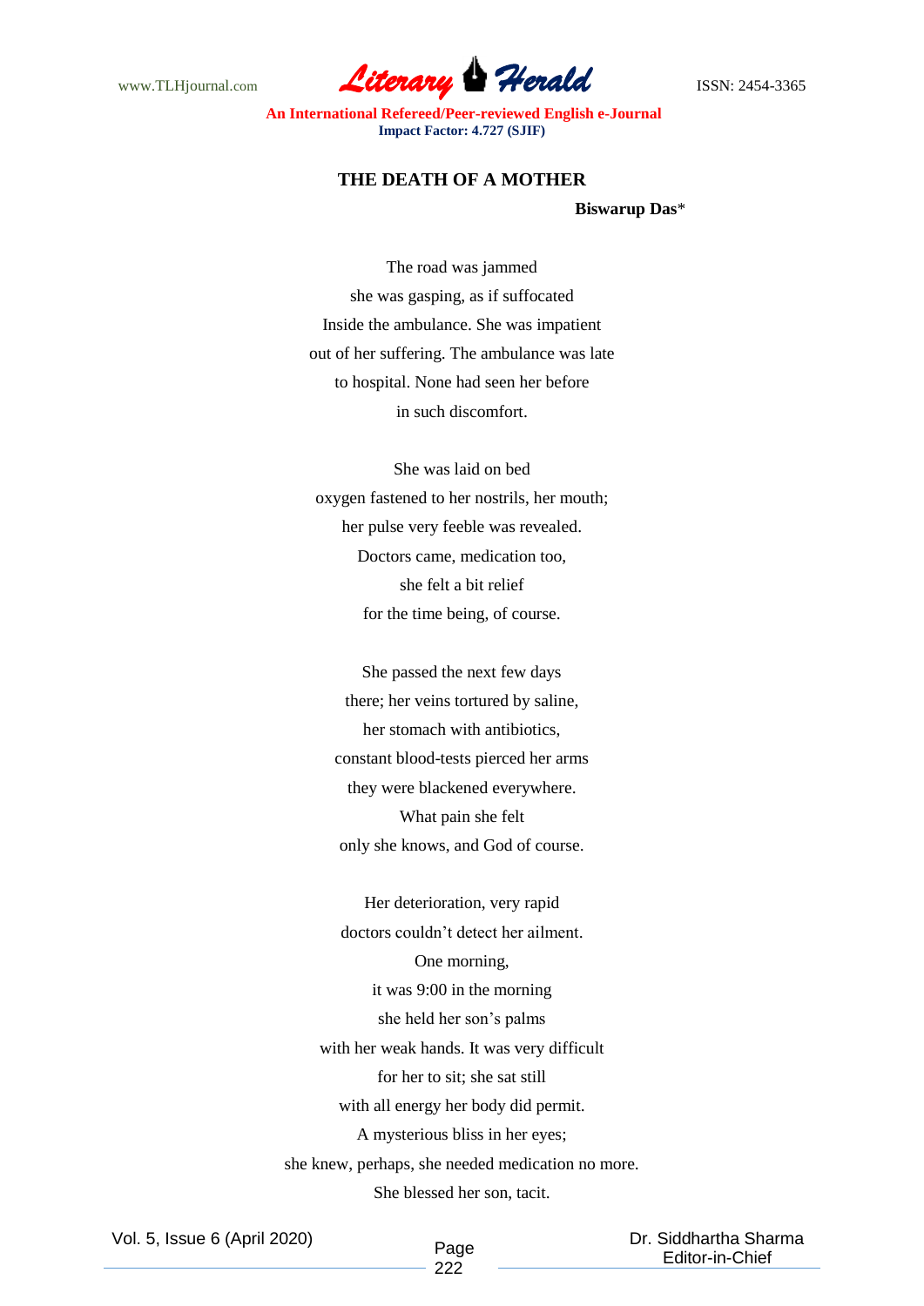# THE DEATH OF A MOTHER

**Biswarup Das***

The road was jammed  
she was gasping, as if suffocated  
Inside the ambulance. She was impatient  
out of her suffering. The ambulance was late  
to hospital. None had seen her before  
in such discomfort.

She was laid on bed  
oxygen fastened to her nostrils, her mouth;  
her pulse very feeble was revealed.  
Doctors came, medication too,  
she felt a bit relief  
for the time being, of course.

She passed the next few days  
there; her veins tortured by saline,  
her stomach with antibiotics,  
constant blood-tests pierced her arms  
they were blackened everywhere.  
What pain she felt  
only she knows, and God of course.

Her deterioration, very rapid  
doctors couldn't detect her ailment.  
One morning,  
it was 9:00 in the morning  
she held her son's palms  
with her weak hands. It was very difficult  
for her to sit; she sat still  
with all energy her body did permit.  
A mysterious bliss in her eyes;  
she knew, perhaps, she needed medication no more.  
She blessed her son, tacit.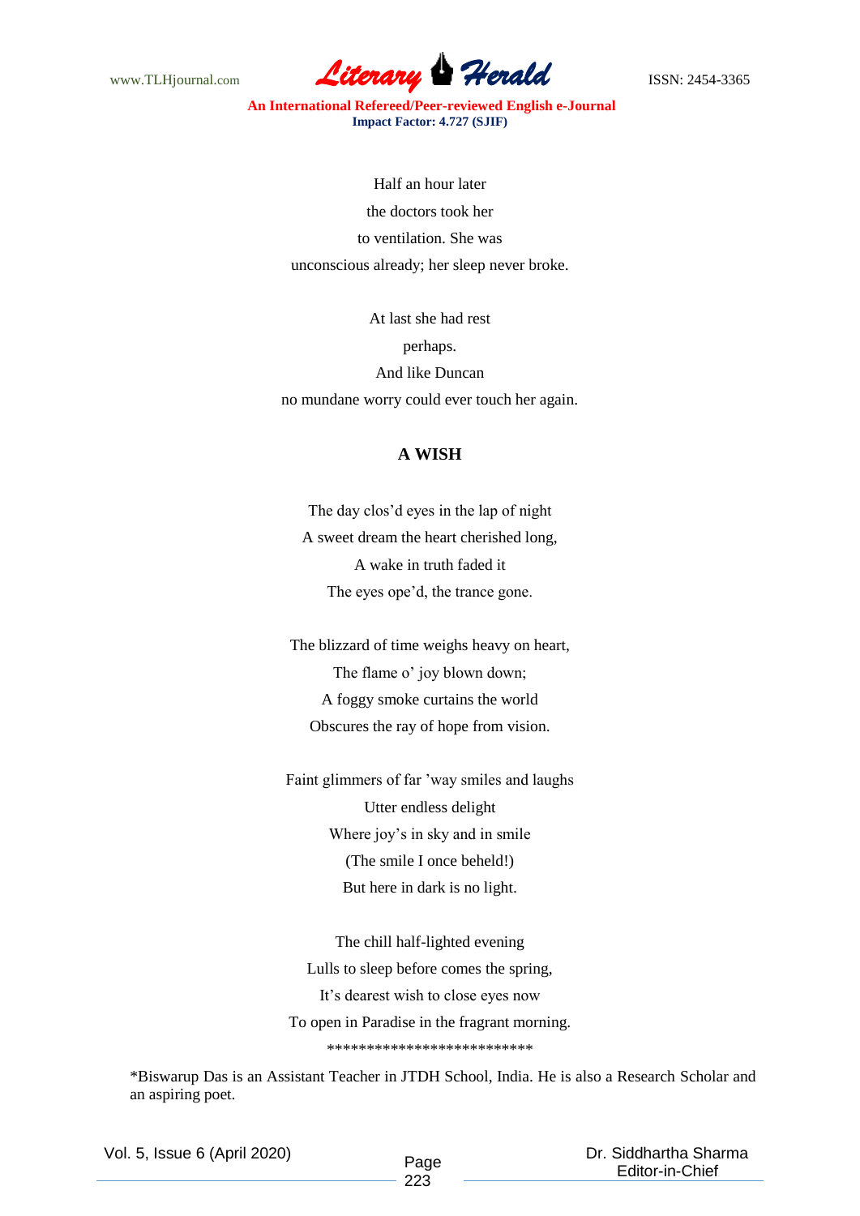Half an hour later  
the doctors took her  
to ventilation. She was  
unconscious already; her sleep never broke.

At last she had rest  
perhaps.  
And like Duncan  
no mundane worry could ever touch her again.

## A WISH

The day clos'd eyes in the lap of night  
A sweet dream the heart cherished long,  
A wake in truth faded it  
The eyes ope'd, the trance gone.

The blizzard of time weighs heavy on heart,  
The flame o' joy blown down;  
A foggy smoke curtains the world  
Obscures the ray of hope from vision.

Faint glimmers of far 'way smiles and laughs  
Utter endless delight  
Where joy's in sky and in smile  
(The smile I once beheld!)  
But here in dark is no light.

The chill half-lighted evening  
Lulls to sleep before comes the spring,  
It's dearest wish to close eyes now  
To open in Paradise in the fragrant morning.

***************************

*Biswarup Das is an Assistant Teacher in JTDH School, India. He is also a Research Scholar and an aspiring poet.